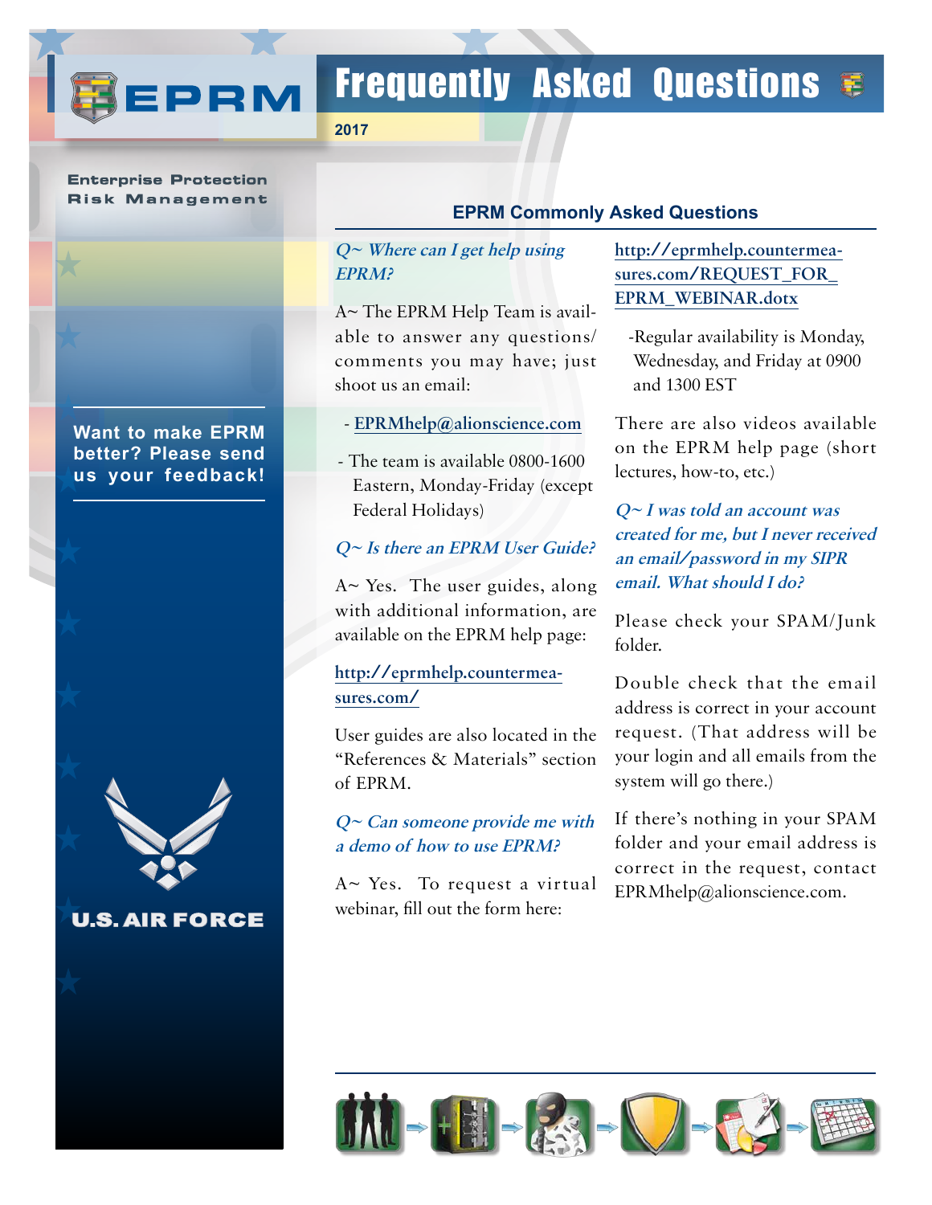# EPRM Frequently Asked Questions

2017

Enterprise Protection Risk Management

Want to make EPRM better? Please send us your feedback!

U.S. AIR FORCE

## EPRM Commonly Asked Questions

*Q~ Where can I get help using EPRM?*

A~ The EPRM Help Team is available to answer any questions/ comments you may have; just shoot us an email:

- EPRMhelp@alionscience.com
- The team is available 0800-1600 Eastern, Monday-Friday (except Federal Holidays)

*Q~ Is there an EPRM User Guide?*

A~ Yes. The user guides, along with additional information, are available on the EPRM help page:

http://eprmhelp.countermeasures.com/

User guides are also located in the "References & Materials" section of EPRM.

*Q~ Can someone provide me with a demo of how to use EPRM?*

A~ Yes. To request a virtual webinar, fill out the form here:

http://eprmhelp.countermeasures.com/REQUEST_FOR_EPRM_WEBINAR.dotx

-Regular availability is Monday, Wednesday, and Friday at 0900 and 1300 EST

There are also videos available on the EPRM help page (short lectures, how-to, etc.)

*Q~ I was told an account was created for me, but I never received an email/password in my SIPR email. What should I do?*

Please check your SPAM/Junk folder.

Double check that the email address is correct in your account request. (That address will be your login and all emails from the system will go there.)

If there's nothing in your SPAM folder and your email address is correct in the request, contact EPRMhelp@alionscience.com.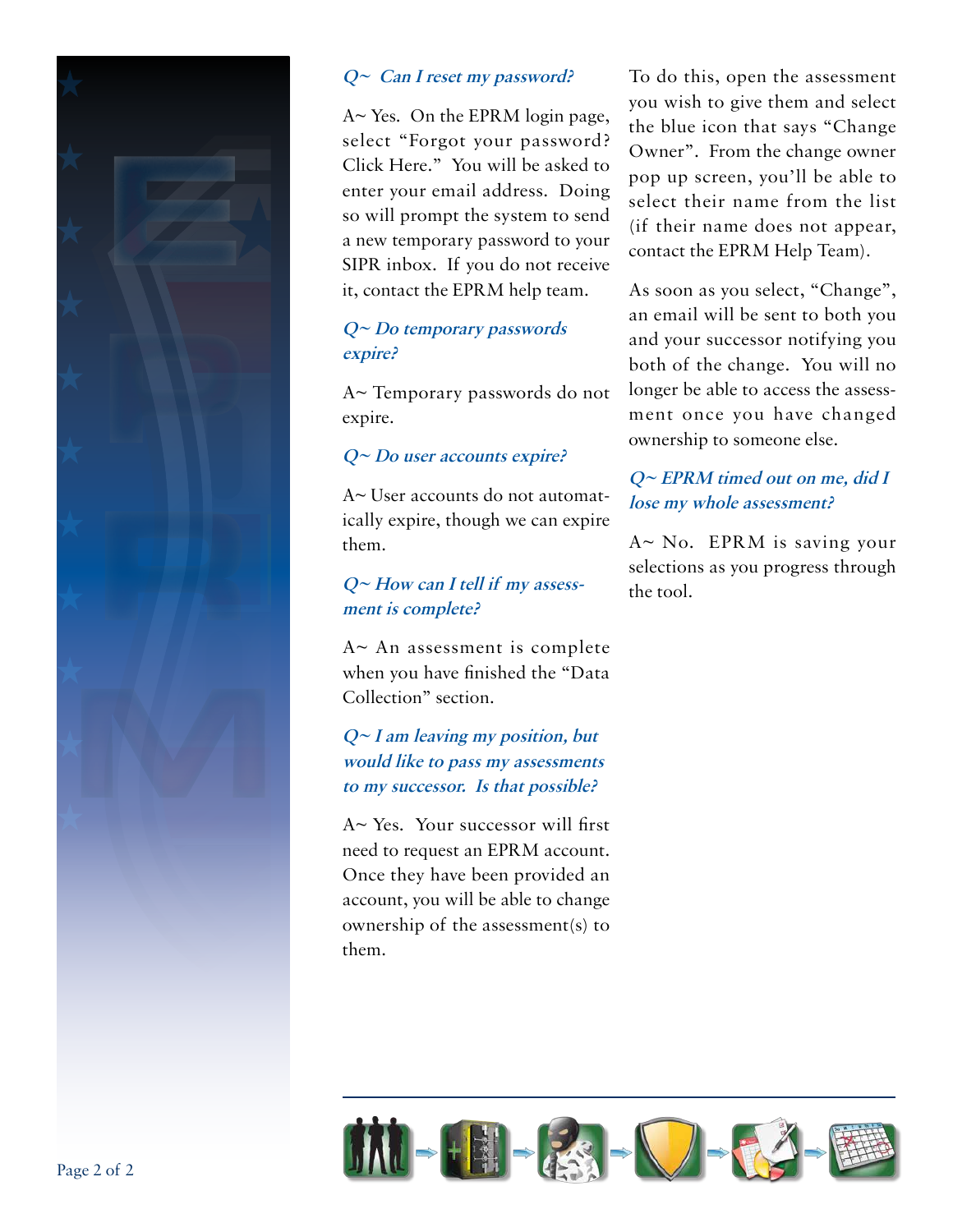***Q~ Can I reset my password?***

A~ Yes. On the EPRM login page, select "Forgot your password? Click Here." You will be asked to enter your email address. Doing so will prompt the system to send a new temporary password to your SIPR inbox. If you do not receive it, contact the EPRM help team.

***Q~ Do temporary passwords expire?***

A~ Temporary passwords do not expire.

***Q~ Do user accounts expire?***

A~ User accounts do not automatically expire, though we can expire them.

***Q~ How can I tell if my assessment is complete?***

A~ An assessment is complete when you have finished the "Data Collection" section.

***Q~ I am leaving my position, but would like to pass my assessments to my successor. Is that possible?***

A~ Yes. Your successor will first need to request an EPRM account. Once they have been provided an account, you will be able to change ownership of the assessment(s) to them.

To do this, open the assessment you wish to give them and select the blue icon that says "Change Owner". From the change owner pop up screen, you'll be able to select their name from the list (if their name does not appear, contact the EPRM Help Team).

As soon as you select, "Change", an email will be sent to both you and your successor notifying you both of the change. You will no longer be able to access the assessment once you have changed ownership to someone else.

***Q~ EPRM timed out on me, did I lose my whole assessment?***

A~ No. EPRM is saving your selections as you progress through the tool.